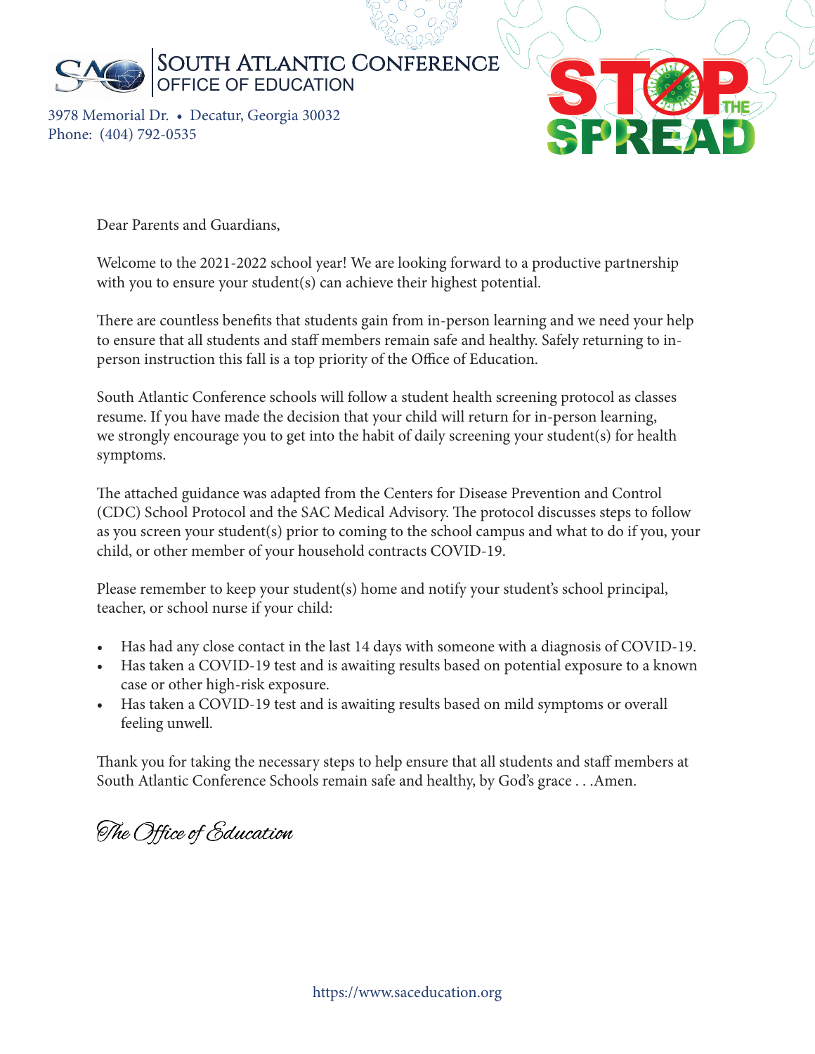# South Atlantic Conference
## Office of Education

3978 Memorial Dr. • Decatur, Georgia 30032
Phone: (404) 792-0535

STOP THE SPREAD

Dear Parents and Guardians,

Welcome to the 2021-2022 school year! We are looking forward to a productive partnership with you to ensure your student(s) can achieve their highest potential.

There are countless benefits that students gain from in-person learning and we need your help to ensure that all students and staff members remain safe and healthy. Safely returning to in-person instruction this fall is a top priority of the Office of Education.

South Atlantic Conference schools will follow a student health screening protocol as classes resume. If you have made the decision that your child will return for in-person learning, we strongly encourage you to get into the habit of daily screening your student(s) for health symptoms.

The attached guidance was adapted from the Centers for Disease Prevention and Control (CDC) School Protocol and the SAC Medical Advisory. The protocol discusses steps to follow as you screen your student(s) prior to coming to the school campus and what to do if you, your child, or other member of your household contracts COVID-19.

Please remember to keep your student(s) home and notify your student's school principal, teacher, or school nurse if your child:

- Has had any close contact in the last 14 days with someone with a diagnosis of COVID-19.
- Has taken a COVID-19 test and is awaiting results based on potential exposure to a known case or other high-risk exposure.
- Has taken a COVID-19 test and is awaiting results based on mild symptoms or overall feeling unwell.

Thank you for taking the necessary steps to help ensure that all students and staff members at South Atlantic Conference Schools remain safe and healthy, by God's grace . . .Amen.

*The Office of Education*

https://www.saceducation.org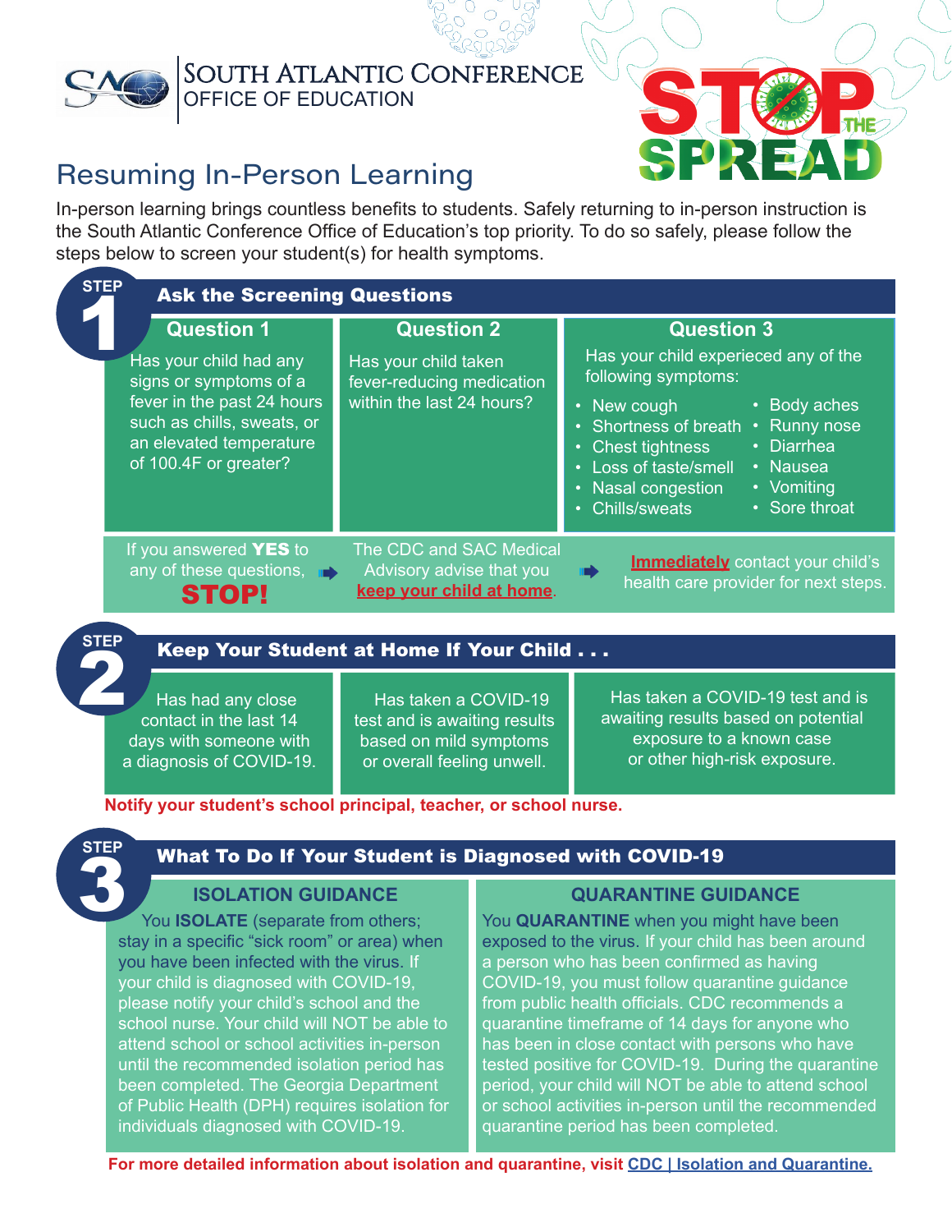SOUTH ATLANTIC CONFERENCE
OFFICE OF EDUCATION

STOP THE SPREAD

# Resuming In-Person Learning

In-person learning brings countless benefits to students. Safely returning to in-person instruction is the South Atlantic Conference Office of Education's top priority. To do so safely, please follow the steps below to screen your student(s) for health symptoms.

## STEP 1 Ask the Screening Questions

### Question 1

Has your child had any signs or symptoms of a fever in the past 24 hours such as chills, sweats, or an elevated temperature of 100.4F or greater?

### Question 2

Has your child taken fever-reducing medication within the last 24 hours?

### Question 3

Has your child experieced any of the following symptoms:

- New cough
- Shortness of breath
- Chest tightness
- Loss of taste/smell
- Nasal congestion
- Chills/sweats
- Body aches
- Runny nose
- Diarrhea
- Nausea
- Vomiting
- Sore throat

If you answered **YES** to any of these questions, **STOP!** ➡ The CDC and SAC Medical Advisory advise that you **keep your child at home**. ➡ **Immediately** contact your child's health care provider for next steps.

## STEP 2 Keep Your Student at Home If Your Child . . .

- Has had any close contact in the last 14 days with someone with a diagnosis of COVID-19.
- Has taken a COVID-19 test and is awaiting results based on mild symptoms or overall feeling unwell.
- Has taken a COVID-19 test and is awaiting results based on potential exposure to a known case or other high-risk exposure.

**Notify your student's school principal, teacher, or school nurse.**

## STEP 3 What To Do If Your Student is Diagnosed with COVID-19

### ISOLATION GUIDANCE

You **ISOLATE** (separate from others; stay in a specific "sick room" or area) when you have been infected with the virus. If your child is diagnosed with COVID-19, please notify your child's school and the school nurse. Your child will NOT be able to attend school or school activities in-person until the recommended isolation period has been completed. The Georgia Department of Public Health (DPH) requires isolation for individuals diagnosed with COVID-19.

### QUARANTINE GUIDANCE

You **QUARANTINE** when you might have been exposed to the virus. If your child has been around a person who has been confirmed as having COVID-19, you must follow quarantine guidance from public health officials. CDC recommends a quarantine timeframe of 14 days for anyone who has been in close contact with persons who have tested positive for COVID-19. During the quarantine period, your child will NOT be able to attend school or school activities in-person until the recommended quarantine period has been completed.

**For more detailed information about isolation and quarantine, visit CDC | Isolation and Quarantine.**